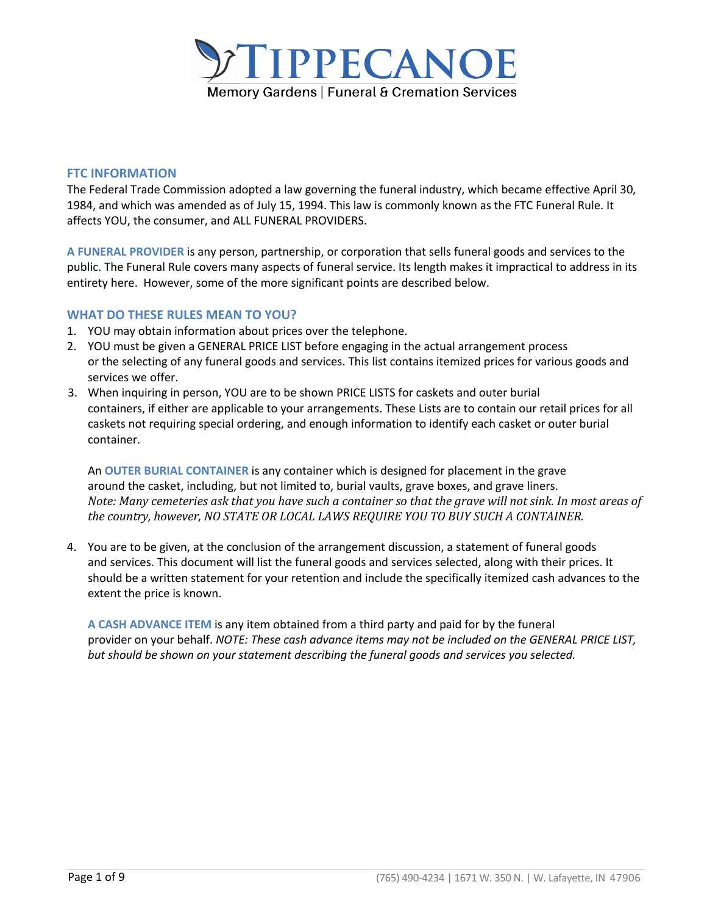# TIPPECANOE

Memory Gardens | Funeral & Cremation Services

## FTC INFORMATION

The Federal Trade Commission adopted a law governing the funeral industry, which became effective April 30, 1984, and which was amended as of July 15, 1994. This law is commonly known as the FTC Funeral Rule. It affects YOU, the consumer, and ALL FUNERAL PROVIDERS.

**A FUNERAL PROVIDER** is any person, partnership, or corporation that sells funeral goods and services to the public. The Funeral Rule covers many aspects of funeral service. Its length makes it impractical to address in its entirety here. However, some of the more significant points are described below.

## WHAT DO THESE RULES MEAN TO YOU?

1. YOU may obtain information about prices over the telephone.
2. YOU must be given a GENERAL PRICE LIST before engaging in the actual arrangement process or the selecting of any funeral goods and services. This list contains itemized prices for various goods and services we offer.
3. When inquiring in person, YOU are to be shown PRICE LISTS for caskets and outer burial containers, if either are applicable to your arrangements. These Lists are to contain our retail prices for all caskets not requiring special ordering, and enough information to identify each casket or outer burial container.

   An **OUTER BURIAL CONTAINER** is any container which is designed for placement in the grave around the casket, including, but not limited to, burial vaults, grave boxes, and grave liners. *Note: Many cemeteries ask that you have such a container so that the grave will not sink. In most areas of the country, however, NO STATE OR LOCAL LAWS REQUIRE YOU TO BUY SUCH A CONTAINER.*

4. You are to be given, at the conclusion of the arrangement discussion, a statement of funeral goods and services. This document will list the funeral goods and services selected, along with their prices. It should be a written statement for your retention and include the specifically itemized cash advances to the extent the price is known.

   **A CASH ADVANCE ITEM** is any item obtained from a third party and paid for by the funeral provider on your behalf. *NOTE: These cash advance items may not be included on the GENERAL PRICE LIST, but should be shown on your statement describing the funeral goods and services you selected.*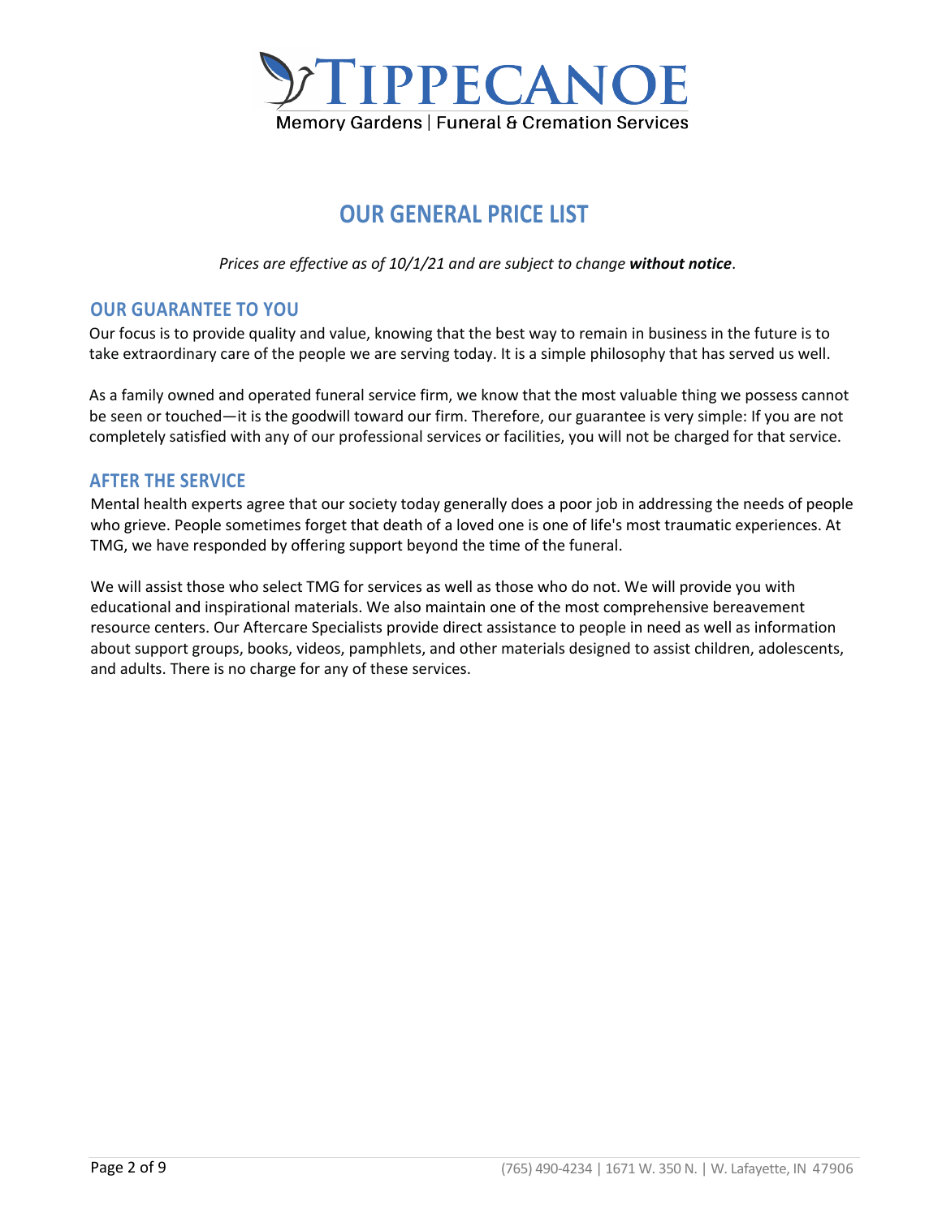# OUR GENERAL PRICE LIST

*Prices are effective as of 10/1/21 and are subject to change **without notice**.*

## OUR GUARANTEE TO YOU

Our focus is to provide quality and value, knowing that the best way to remain in business in the future is to take extraordinary care of the people we are serving today. It is a simple philosophy that has served us well.

As a family owned and operated funeral service firm, we know that the most valuable thing we possess cannot be seen or touched—it is the goodwill toward our firm. Therefore, our guarantee is very simple: If you are not completely satisfied with any of our professional services or facilities, you will not be charged for that service.

## AFTER THE SERVICE

Mental health experts agree that our society today generally does a poor job in addressing the needs of people who grieve. People sometimes forget that death of a loved one is one of life's most traumatic experiences. At TMG, we have responded by offering support beyond the time of the funeral.

We will assist those who select TMG for services as well as those who do not. We will provide you with educational and inspirational materials. We also maintain one of the most comprehensive bereavement resource centers. Our Aftercare Specialists provide direct assistance to people in need as well as information about support groups, books, videos, pamphlets, and other materials designed to assist children, adolescents, and adults. There is no charge for any of these services.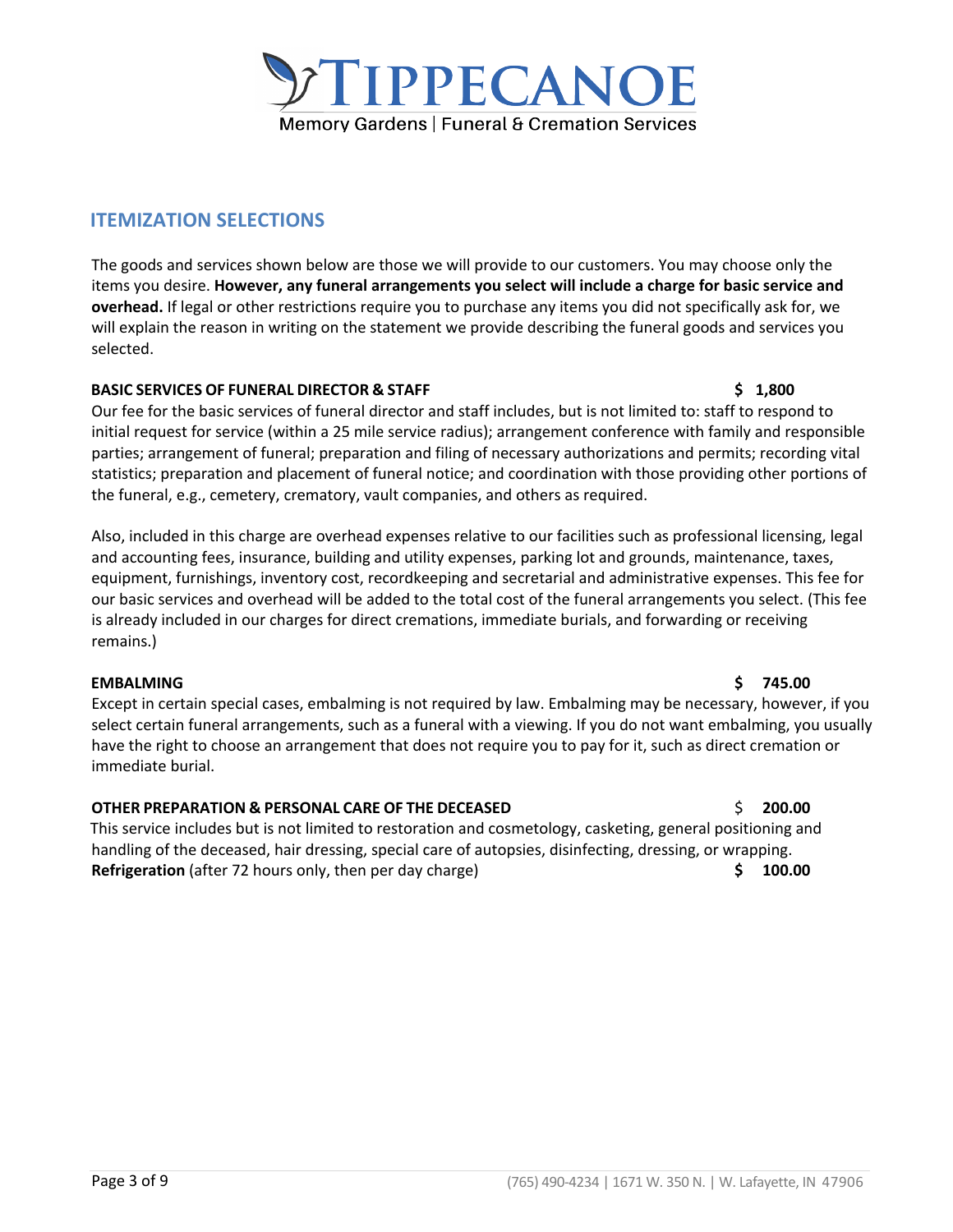## ITEMIZATION SELECTIONS

The goods and services shown below are those we will provide to our customers. You may choose only the items you desire. **However, any funeral arrangements you select will include a charge for basic service and overhead.** If legal or other restrictions require you to purchase any items you did not specifically ask for, we will explain the reason in writing on the statement we provide describing the funeral goods and services you selected.

**BASIC SERVICES OF FUNERAL DIRECTOR & STAFF** **$ 1,800**

Our fee for the basic services of funeral director and staff includes, but is not limited to: staff to respond to initial request for service (within a 25 mile service radius); arrangement conference with family and responsible parties; arrangement of funeral; preparation and filing of necessary authorizations and permits; recording vital statistics; preparation and placement of funeral notice; and coordination with those providing other portions of the funeral, e.g., cemetery, crematory, vault companies, and others as required.

Also, included in this charge are overhead expenses relative to our facilities such as professional licensing, legal and accounting fees, insurance, building and utility expenses, parking lot and grounds, maintenance, taxes, equipment, furnishings, inventory cost, recordkeeping and secretarial and administrative expenses. This fee for our basic services and overhead will be added to the total cost of the funeral arrangements you select. (This fee is already included in our charges for direct cremations, immediate burials, and forwarding or receiving remains.)

**EMBALMING** **$ 745.00**

Except in certain special cases, embalming is not required by law. Embalming may be necessary, however, if you select certain funeral arrangements, such as a funeral with a viewing. If you do not want embalming, you usually have the right to choose an arrangement that does not require you to pay for it, such as direct cremation or immediate burial.

**OTHER PREPARATION & PERSONAL CARE OF THE DECEASED** $ **200.00**

This service includes but is not limited to restoration and cosmetology, casketing, general positioning and handling of the deceased, hair dressing, special care of autopsies, disinfecting, dressing, or wrapping.

**Refrigeration** (after 72 hours only, then per day charge) **$ 100.00**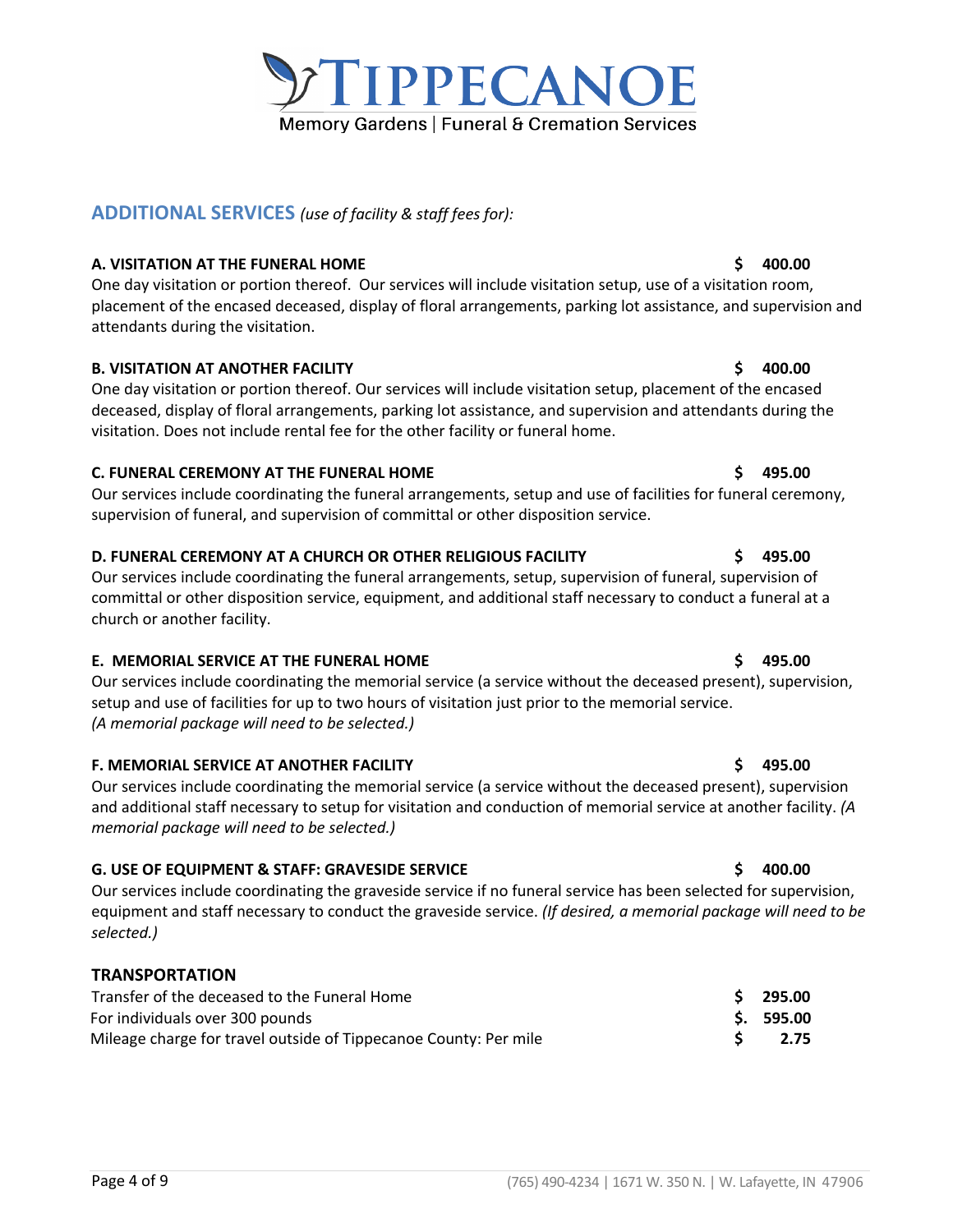## ADDITIONAL SERVICES *(use of facility & staff fees for):*

**A. VISITATION AT THE FUNERAL HOME** **$ 400.00**

One day visitation or portion thereof. Our services will include visitation setup, use of a visitation room, placement of the encased deceased, display of floral arrangements, parking lot assistance, and supervision and attendants during the visitation.

**B. VISITATION AT ANOTHER FACILITY** **$ 400.00**

One day visitation or portion thereof. Our services will include visitation setup, placement of the encased deceased, display of floral arrangements, parking lot assistance, and supervision and attendants during the visitation. Does not include rental fee for the other facility or funeral home.

**C. FUNERAL CEREMONY AT THE FUNERAL HOME** **$ 495.00**

Our services include coordinating the funeral arrangements, setup and use of facilities for funeral ceremony, supervision of funeral, and supervision of committal or other disposition service.

**D. FUNERAL CEREMONY AT A CHURCH OR OTHER RELIGIOUS FACILITY** **$ 495.00**

Our services include coordinating the funeral arrangements, setup, supervision of funeral, supervision of committal or other disposition service, equipment, and additional staff necessary to conduct a funeral at a church or another facility.

**E. MEMORIAL SERVICE AT THE FUNERAL HOME** **$ 495.00**

Our services include coordinating the memorial service (a service without the deceased present), supervision, setup and use of facilities for up to two hours of visitation just prior to the memorial service.
*(A memorial package will need to be selected.)*

**F. MEMORIAL SERVICE AT ANOTHER FACILITY** **$ 495.00**

Our services include coordinating the memorial service (a service without the deceased present), supervision and additional staff necessary to setup for visitation and conduction of memorial service at another facility. *(A memorial package will need to be selected.)*

**G. USE OF EQUIPMENT & STAFF: GRAVESIDE SERVICE** **$ 400.00**

Our services include coordinating the graveside service if no funeral service has been selected for supervision, equipment and staff necessary to conduct the graveside service. *(If desired, a memorial package will need to be selected.)*

### TRANSPORTATION

| | |
|---|---|
| Transfer of the deceased to the Funeral Home | **$ 295.00** |
| For individuals over 300 pounds | **$. 595.00** |
| Mileage charge for travel outside of Tippecanoe County: Per mile | **$ 2.75** |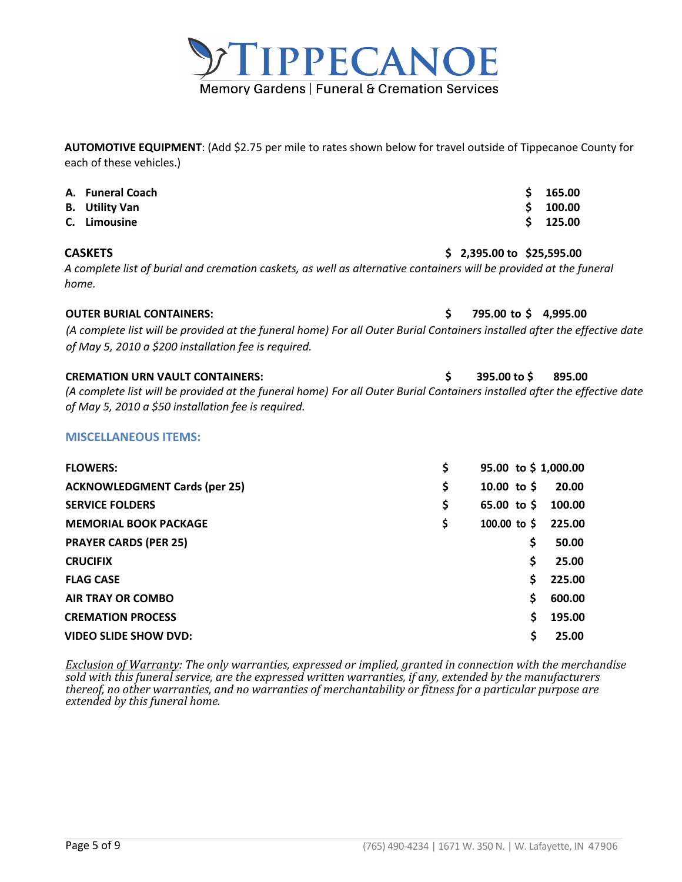**AUTOMOTIVE EQUIPMENT**: (Add $2.75 per mile to rates shown below for travel outside of Tippecanoe County for each of these vehicles.)

| | |
|---|---|
| **A. Funeral Coach** | **$ 165.00** |
| **B. Utility Van** | **$ 100.00** |
| **C. Limousine** | **$ 125.00** |

**CASKETS** **$ 2,395.00 to $25,595.00**

*A complete list of burial and cremation caskets, as well as alternative containers will be provided at the funeral home.*

**OUTER BURIAL CONTAINERS:** **$ 795.00 to $ 4,995.00**

*(A complete list will be provided at the funeral home) For all Outer Burial Containers installed after the effective date of May 5, 2010 a $200 installation fee is required.*

**CREMATION URN VAULT CONTAINERS:** **$ 395.00 to $ 895.00**

*(A complete list will be provided at the funeral home) For all Outer Burial Containers installed after the effective date of May 5, 2010 a $50 installation fee is required.*

## MISCELLANEOUS ITEMS:

| | |
|---|---|
| **FLOWERS:** | **$ 95.00 to $ 1,000.00** |
| **ACKNOWLEDGMENT Cards (per 25)** | **$ 10.00 to $ 20.00** |
| **SERVICE FOLDERS** | **$ 65.00 to $ 100.00** |
| **MEMORIAL BOOK PACKAGE** | **$ 100.00 to $ 225.00** |
| **PRAYER CARDS (PER 25)** | **$ 50.00** |
| **CRUCIFIX** | **$ 25.00** |
| **FLAG CASE** | **$ 225.00** |
| **AIR TRAY OR COMBO** | **$ 600.00** |
| **CREMATION PROCESS** | **$ 195.00** |
| **VIDEO SLIDE SHOW DVD:** | **$ 25.00** |

*Exclusion of Warranty: The only warranties, expressed or implied, granted in connection with the merchandise sold with this funeral service, are the expressed written warranties, if any, extended by the manufacturers thereof, no other warranties, and no warranties of merchantability or fitness for a particular purpose are extended by this funeral home.*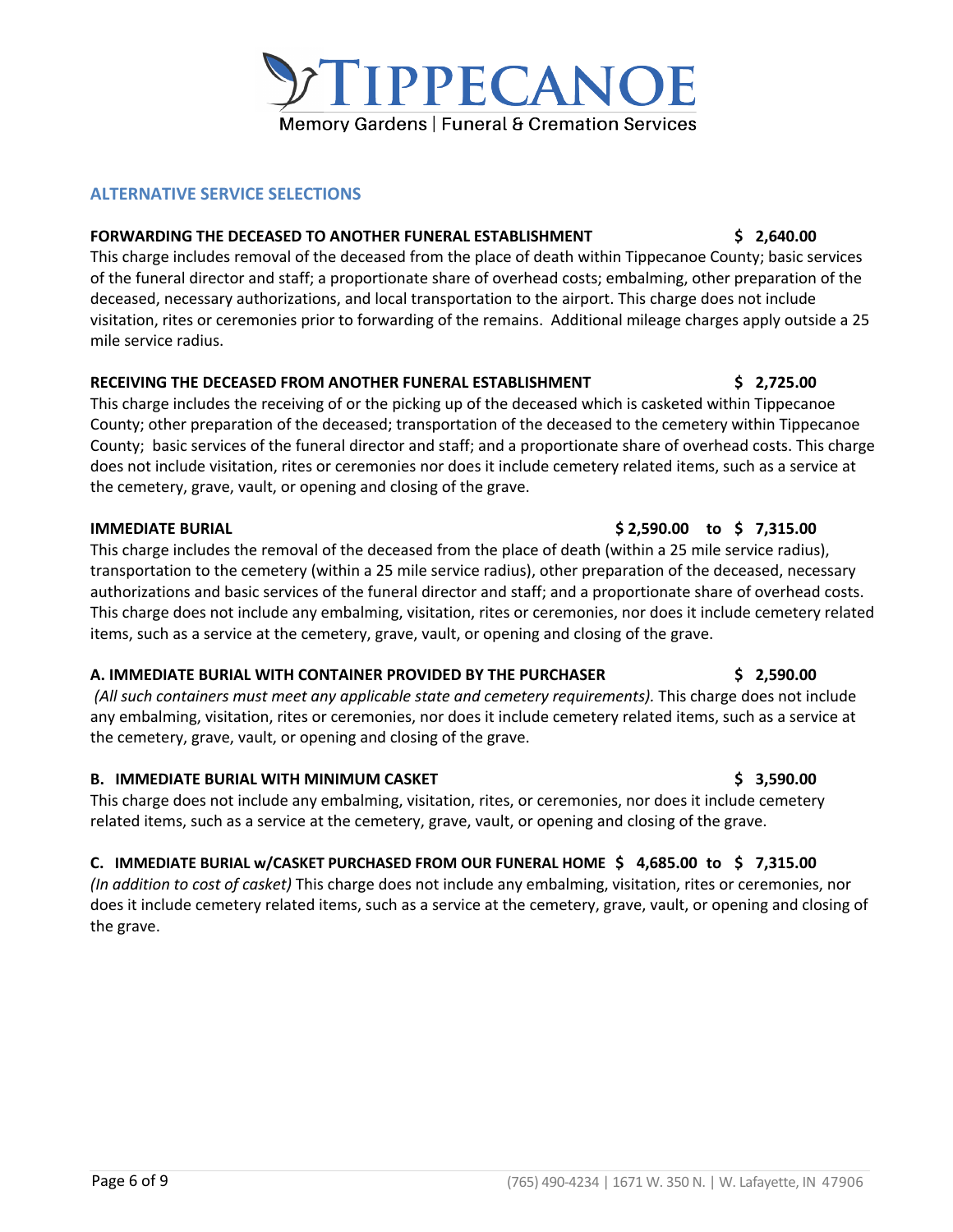## ALTERNATIVE SERVICE SELECTIONS

**FORWARDING THE DECEASED TO ANOTHER FUNERAL ESTABLISHMENT — $ 2,640.00**

This charge includes removal of the deceased from the place of death within Tippecanoe County; basic services of the funeral director and staff; a proportionate share of overhead costs; embalming, other preparation of the deceased, necessary authorizations, and local transportation to the airport. This charge does not include visitation, rites or ceremonies prior to forwarding of the remains. Additional mileage charges apply outside a 25 mile service radius.

**RECEIVING THE DECEASED FROM ANOTHER FUNERAL ESTABLISHMENT — $ 2,725.00**

This charge includes the receiving of or the picking up of the deceased which is casketed within Tippecanoe County; other preparation of the deceased; transportation of the deceased to the cemetery within Tippecanoe County; basic services of the funeral director and staff; and a proportionate share of overhead costs. This charge does not include visitation, rites or ceremonies nor does it include cemetery related items, such as a service at the cemetery, grave, vault, or opening and closing of the grave.

**IMMEDIATE BURIAL — $ 2,590.00 to $ 7,315.00**

This charge includes the removal of the deceased from the place of death (within a 25 mile service radius), transportation to the cemetery (within a 25 mile service radius), other preparation of the deceased, necessary authorizations and basic services of the funeral director and staff; and a proportionate share of overhead costs. This charge does not include any embalming, visitation, rites or ceremonies, nor does it include cemetery related items, such as a service at the cemetery, grave, vault, or opening and closing of the grave.

**A. IMMEDIATE BURIAL WITH CONTAINER PROVIDED BY THE PURCHASER — $ 2,590.00**

*(All such containers must meet any applicable state and cemetery requirements).* This charge does not include any embalming, visitation, rites or ceremonies, nor does it include cemetery related items, such as a service at the cemetery, grave, vault, or opening and closing of the grave.

**B. IMMEDIATE BURIAL WITH MINIMUM CASKET — $ 3,590.00**

This charge does not include any embalming, visitation, rites, or ceremonies, nor does it include cemetery related items, such as a service at the cemetery, grave, vault, or opening and closing of the grave.

**C. IMMEDIATE BURIAL w/CASKET PURCHASED FROM OUR FUNERAL HOME $ 4,685.00 to $ 7,315.00**

*(In addition to cost of casket)* This charge does not include any embalming, visitation, rites or ceremonies, nor does it include cemetery related items, such as a service at the cemetery, grave, vault, or opening and closing of the grave.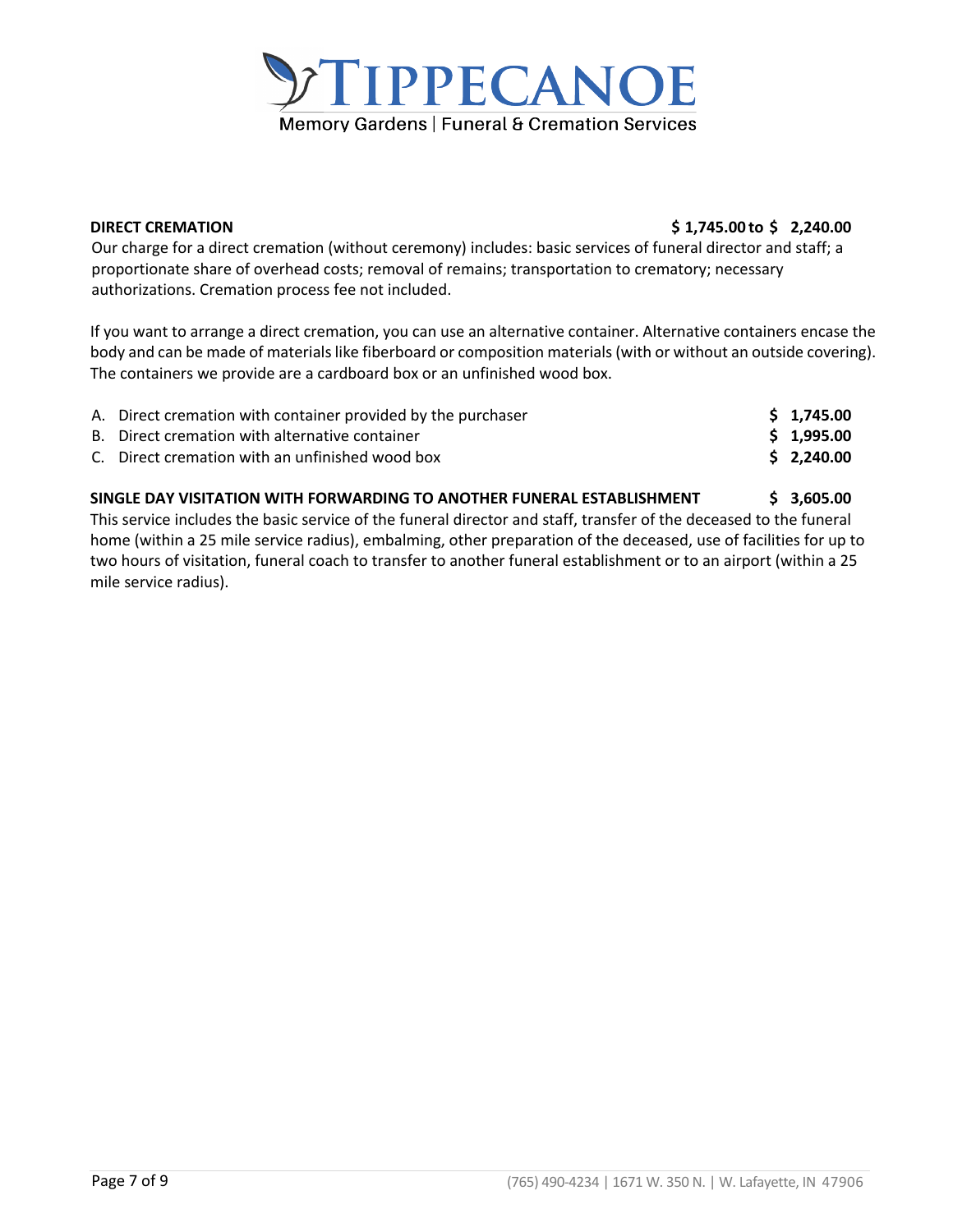**DIRECT CREMATION** **$ 1,745.00 to $ 2,240.00**

Our charge for a direct cremation (without ceremony) includes: basic services of funeral director and staff; a proportionate share of overhead costs; removal of remains; transportation to crematory; necessary authorizations. Cremation process fee not included.

If you want to arrange a direct cremation, you can use an alternative container. Alternative containers encase the body and can be made of materials like fiberboard or composition materials (with or without an outside covering). The containers we provide are a cardboard box or an unfinished wood box.

| | |
|---|---|
| A. Direct cremation with container provided by the purchaser | **$ 1,745.00** |
| B. Direct cremation with alternative container | **$ 1,995.00** |
| C. Direct cremation with an unfinished wood box | **$ 2,240.00** |

**SINGLE DAY VISITATION WITH FORWARDING TO ANOTHER FUNERAL ESTABLISHMENT** **$ 3,605.00**

This service includes the basic service of the funeral director and staff, transfer of the deceased to the funeral home (within a 25 mile service radius), embalming, other preparation of the deceased, use of facilities for up to two hours of visitation, funeral coach to transfer to another funeral establishment or to an airport (within a 25 mile service radius).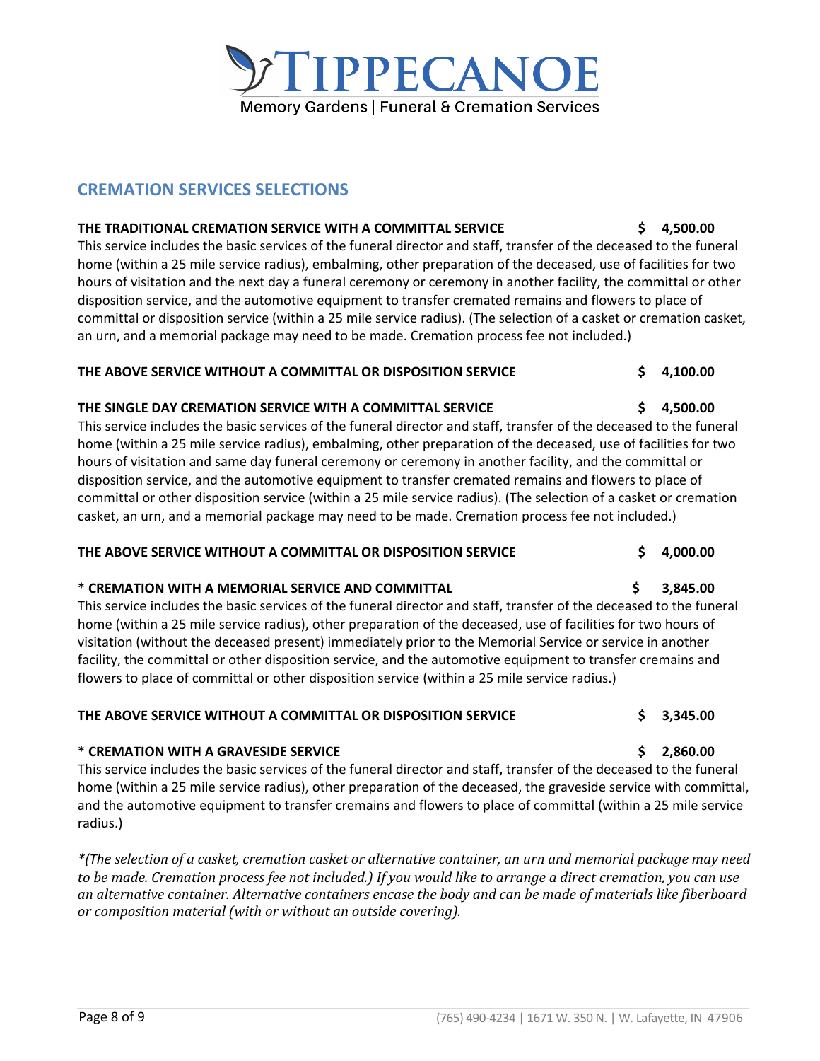# TIPPECANOE

Memory Gardens | Funeral & Cremation Services

## CREMATION SERVICES SELECTIONS

**THE TRADITIONAL CREMATION SERVICE WITH A COMMITTAL SERVICE $ 4,500.00**

This service includes the basic services of the funeral director and staff, transfer of the deceased to the funeral home (within a 25 mile service radius), embalming, other preparation of the deceased, use of facilities for two hours of visitation and the next day a funeral ceremony or ceremony in another facility, the committal or other disposition service, and the automotive equipment to transfer cremated remains and flowers to place of committal or disposition service (within a 25 mile service radius). (The selection of a casket or cremation casket, an urn, and a memorial package may need to be made. Cremation process fee not included.)

**THE ABOVE SERVICE WITHOUT A COMMITTAL OR DISPOSITION SERVICE $ 4,100.00**

**THE SINGLE DAY CREMATION SERVICE WITH A COMMITTAL SERVICE $ 4,500.00**

This service includes the basic services of the funeral director and staff, transfer of the deceased to the funeral home (within a 25 mile service radius), embalming, other preparation of the deceased, use of facilities for two hours of visitation and same day funeral ceremony or ceremony in another facility, and the committal or disposition service, and the automotive equipment to transfer cremated remains and flowers to place of committal or other disposition service (within a 25 mile service radius). (The selection of a casket or cremation casket, an urn, and a memorial package may need to be made. Cremation process fee not included.)

**THE ABOVE SERVICE WITHOUT A COMMITTAL OR DISPOSITION SERVICE $ 4,000.00**

**\* CREMATION WITH A MEMORIAL SERVICE AND COMMITTAL $ 3,845.00**

This service includes the basic services of the funeral director and staff, transfer of the deceased to the funeral home (within a 25 mile service radius), other preparation of the deceased, use of facilities for two hours of visitation (without the deceased present) immediately prior to the Memorial Service or service in another facility, the committal or other disposition service, and the automotive equipment to transfer cremains and flowers to place of committal or other disposition service (within a 25 mile service radius.)

**THE ABOVE SERVICE WITHOUT A COMMITTAL OR DISPOSITION SERVICE $ 3,345.00**

**\* CREMATION WITH A GRAVESIDE SERVICE $ 2,860.00**

This service includes the basic services of the funeral director and staff, transfer of the deceased to the funeral home (within a 25 mile service radius), other preparation of the deceased, the graveside service with committal, and the automotive equipment to transfer cremains and flowers to place of committal (within a 25 mile service radius.)

*\*(The selection of a casket, cremation casket or alternative container, an urn and memorial package may need to be made. Cremation process fee not included.) If you would like to arrange a direct cremation, you can use an alternative container. Alternative containers encase the body and can be made of materials like fiberboard or composition material (with or without an outside covering).*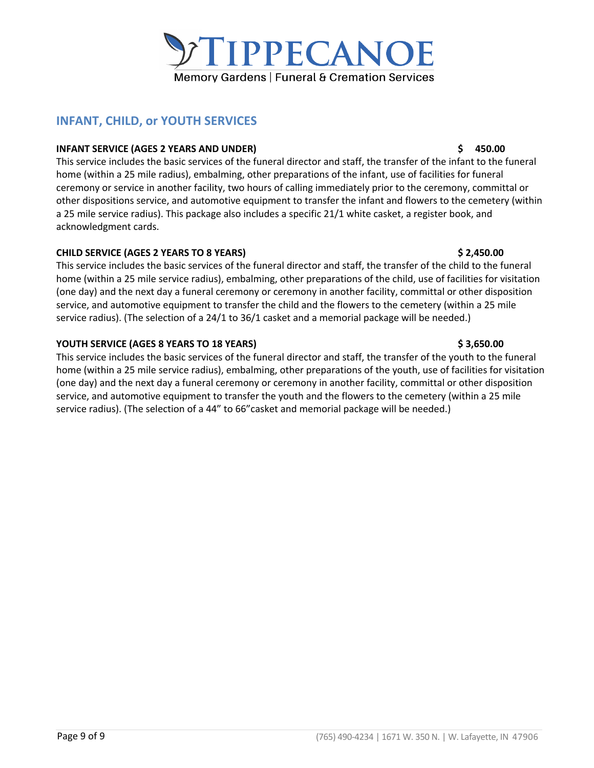# Tippecanoe

Memory Gardens | Funeral & Cremation Services

## INFANT, CHILD, or YOUTH SERVICES

**INFANT SERVICE (AGES 2 YEARS AND UNDER)** **$ 450.00**

This service includes the basic services of the funeral director and staff, the transfer of the infant to the funeral home (within a 25 mile radius), embalming, other preparations of the infant, use of facilities for funeral ceremony or service in another facility, two hours of calling immediately prior to the ceremony, committal or other dispositions service, and automotive equipment to transfer the infant and flowers to the cemetery (within a 25 mile service radius). This package also includes a specific 21/1 white casket, a register book, and acknowledgment cards.

**CHILD SERVICE (AGES 2 YEARS TO 8 YEARS)** **$ 2,450.00**

This service includes the basic services of the funeral director and staff, the transfer of the child to the funeral home (within a 25 mile service radius), embalming, other preparations of the child, use of facilities for visitation (one day) and the next day a funeral ceremony or ceremony in another facility, committal or other disposition service, and automotive equipment to transfer the child and the flowers to the cemetery (within a 25 mile service radius). (The selection of a 24/1 to 36/1 casket and a memorial package will be needed.)

**YOUTH SERVICE (AGES 8 YEARS TO 18 YEARS)** **$ 3,650.00**

This service includes the basic services of the funeral director and staff, the transfer of the youth to the funeral home (within a 25 mile service radius), embalming, other preparations of the youth, use of facilities for visitation (one day) and the next day a funeral ceremony or ceremony in another facility, committal or other disposition service, and automotive equipment to transfer the youth and the flowers to the cemetery (within a 25 mile service radius). (The selection of a 44" to 66"casket and memorial package will be needed.)

(765) 490-4234 | 1671 W. 350 N. | W. Lafayette, IN 47906